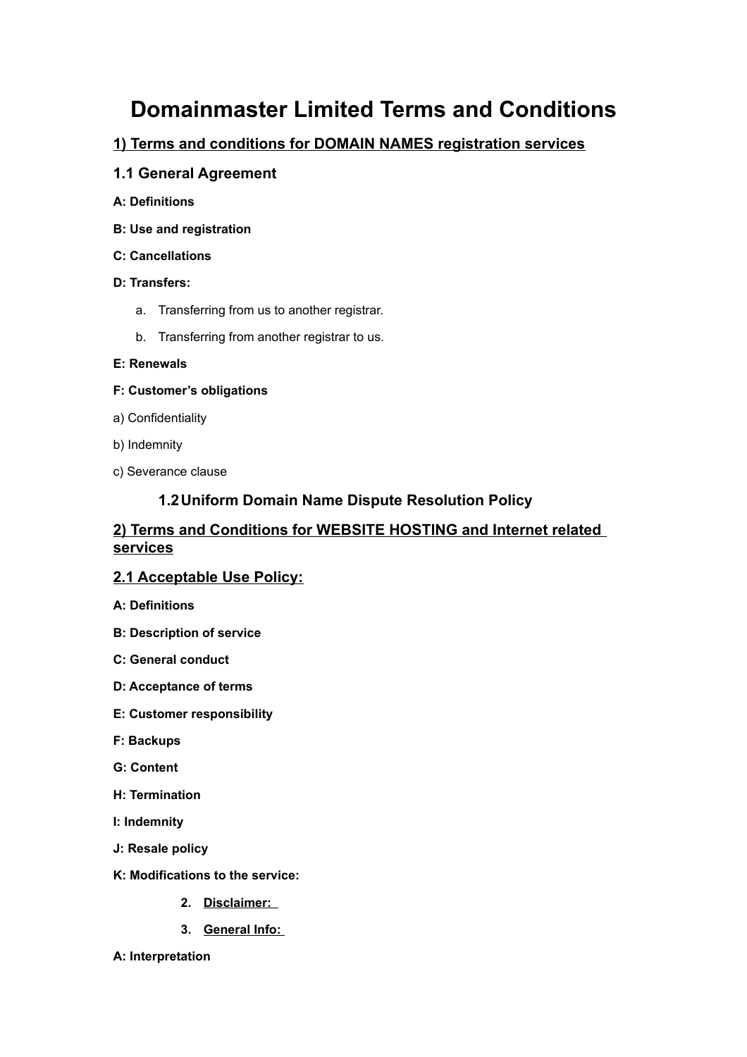# Domainmaster Limited Terms and Conditions

## 1) Terms and conditions for DOMAIN NAMES registration services

### 1.1 General Agreement

**A: Definitions**

**B: Use and registration**

**C: Cancellations**

**D: Transfers:**

a. Transferring from us to another registrar.

b. Transferring from another registrar to us.

**E: Renewals**

**F: Customer's obligations**

a) Confidentiality

b) Indemnity

c) Severance clause

### 1.2 Uniform Domain Name Dispute Resolution Policy

## 2) Terms and Conditions for WEBSITE HOSTING and Internet related services

### 2.1 Acceptable Use Policy:

**A: Definitions**

**B: Description of service**

**C: General conduct**

**D: Acceptance of terms**

**E: Customer responsibility**

**F: Backups**

**G: Content**

**H: Termination**

**I: Indemnity**

**J: Resale policy**

**K: Modifications to the service:**

2. **Disclaimer:**

3. **General Info:**

**A: Interpretation**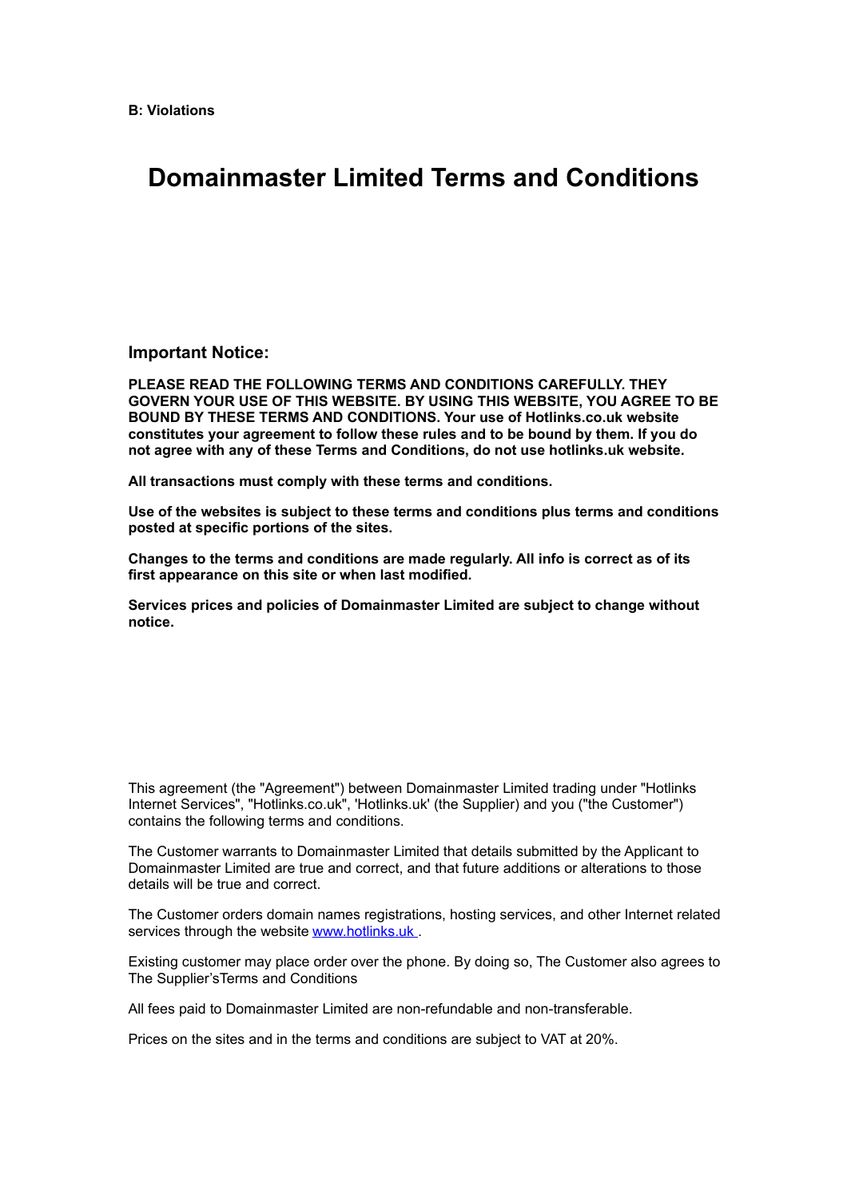**B: Violations**

# Domainmaster Limited Terms and Conditions

### Important Notice:

**PLEASE READ THE FOLLOWING TERMS AND CONDITIONS CAREFULLY. THEY GOVERN YOUR USE OF THIS WEBSITE. BY USING THIS WEBSITE, YOU AGREE TO BE BOUND BY THESE TERMS AND CONDITIONS. Your use of Hotlinks.co.uk website constitutes your agreement to follow these rules and to be bound by them. If you do not agree with any of these Terms and Conditions, do not use hotlinks.uk website.**

**All transactions must comply with these terms and conditions.**

**Use of the websites is subject to these terms and conditions plus terms and conditions posted at specific portions of the sites.**

**Changes to the terms and conditions are made regularly. All info is correct as of its first appearance on this site or when last modified.**

**Services prices and policies of Domainmaster Limited are subject to change without notice.**

This agreement (the "Agreement") between Domainmaster Limited trading under "Hotlinks Internet Services", "Hotlinks.co.uk", 'Hotlinks.uk' (the Supplier) and you ("the Customer") contains the following terms and conditions.

The Customer warrants to Domainmaster Limited that details submitted by the Applicant to Domainmaster Limited are true and correct, and that future additions or alterations to those details will be true and correct.

The Customer orders domain names registrations, hosting services, and other Internet related services through the website [www.hotlinks.uk](http://www.hotlinks.uk) .

Existing customer may place order over the phone. By doing so, The Customer also agrees to The Supplier'sTerms and Conditions

All fees paid to Domainmaster Limited are non-refundable and non-transferable.

Prices on the sites and in the terms and conditions are subject to VAT at 20%.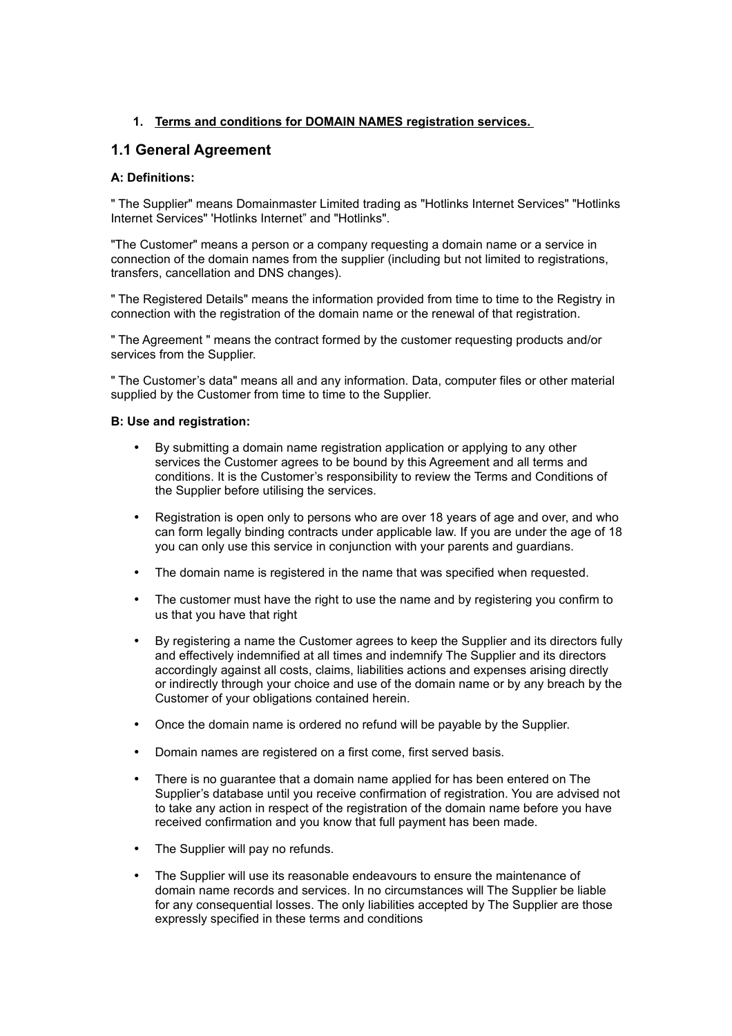1. **Terms and conditions for DOMAIN NAMES registration services.**

## 1.1 General Agreement

**A: Definitions:**

" The Supplier" means Domainmaster Limited trading as "Hotlinks Internet Services" "Hotlinks Internet Services" 'Hotlinks Internet" and "Hotlinks".

"The Customer" means a person or a company requesting a domain name or a service in connection of the domain names from the supplier (including but not limited to registrations, transfers, cancellation and DNS changes).

" The Registered Details" means the information provided from time to time to the Registry in connection with the registration of the domain name or the renewal of that registration.

" The Agreement " means the contract formed by the customer requesting products and/or services from the Supplier.

" The Customer's data" means all and any information. Data, computer files or other material supplied by the Customer from time to time to the Supplier.

**B: Use and registration:**

- By submitting a domain name registration application or applying to any other services the Customer agrees to be bound by this Agreement and all terms and conditions. It is the Customer's responsibility to review the Terms and Conditions of the Supplier before utilising the services.
- Registration is open only to persons who are over 18 years of age and over, and who can form legally binding contracts under applicable law. If you are under the age of 18 you can only use this service in conjunction with your parents and guardians.
- The domain name is registered in the name that was specified when requested.
- The customer must have the right to use the name and by registering you confirm to us that you have that right
- By registering a name the Customer agrees to keep the Supplier and its directors fully and effectively indemnified at all times and indemnify The Supplier and its directors accordingly against all costs, claims, liabilities actions and expenses arising directly or indirectly through your choice and use of the domain name or by any breach by the Customer of your obligations contained herein.
- Once the domain name is ordered no refund will be payable by the Supplier.
- Domain names are registered on a first come, first served basis.
- There is no guarantee that a domain name applied for has been entered on The Supplier's database until you receive confirmation of registration. You are advised not to take any action in respect of the registration of the domain name before you have received confirmation and you know that full payment has been made.
- The Supplier will pay no refunds.
- The Supplier will use its reasonable endeavours to ensure the maintenance of domain name records and services. In no circumstances will The Supplier be liable for any consequential losses. The only liabilities accepted by The Supplier are those expressly specified in these terms and conditions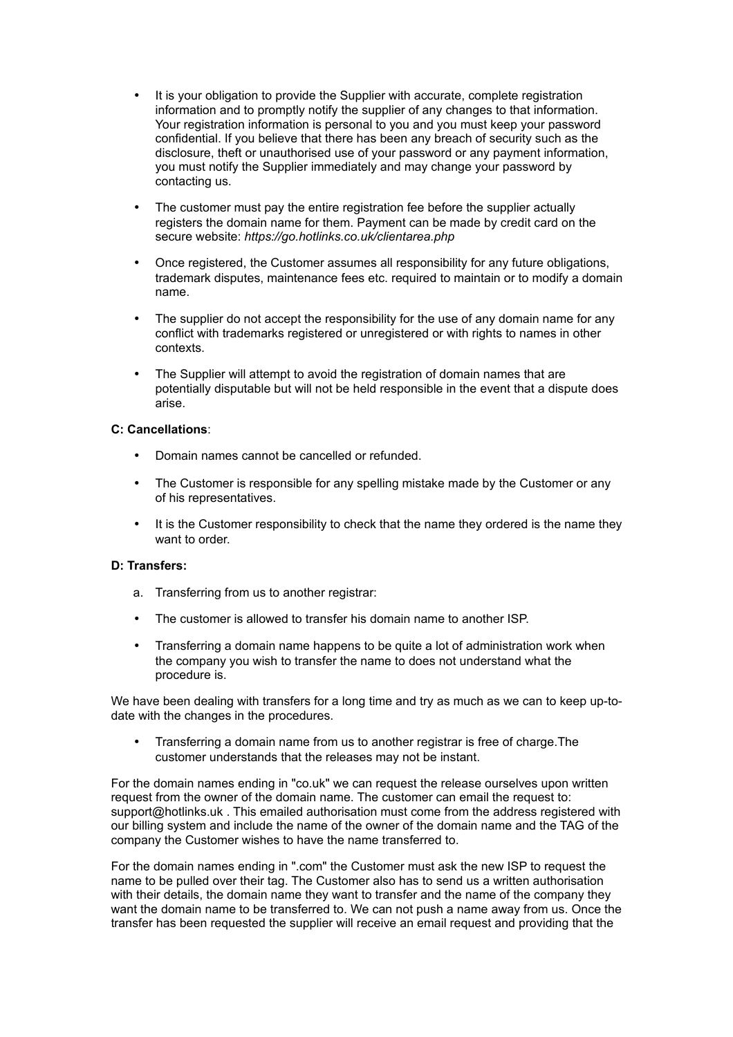- It is your obligation to provide the Supplier with accurate, complete registration information and to promptly notify the supplier of any changes to that information. Your registration information is personal to you and you must keep your password confidential. If you believe that there has been any breach of security such as the disclosure, theft or unauthorised use of your password or any payment information, you must notify the Supplier immediately and may change your password by contacting us.

- The customer must pay the entire registration fee before the supplier actually registers the domain name for them. Payment can be made by credit card on the secure website: *https://go.hotlinks.co.uk/clientarea.php*

- Once registered, the Customer assumes all responsibility for any future obligations, trademark disputes, maintenance fees etc. required to maintain or to modify a domain name.

- The supplier do not accept the responsibility for the use of any domain name for any conflict with trademarks registered or unregistered or with rights to names in other contexts.

- The Supplier will attempt to avoid the registration of domain names that are potentially disputable but will not be held responsible in the event that a dispute does arise.

**C: Cancellations**:

- Domain names cannot be cancelled or refunded.

- The Customer is responsible for any spelling mistake made by the Customer or any of his representatives.

- It is the Customer responsibility to check that the name they ordered is the name they want to order.

**D: Transfers:**

a. Transferring from us to another registrar:

- The customer is allowed to transfer his domain name to another ISP.

- Transferring a domain name happens to be quite a lot of administration work when the company you wish to transfer the name to does not understand what the procedure is.

We have been dealing with transfers for a long time and try as much as we can to keep up-to-date with the changes in the procedures.

- Transferring a domain name from us to another registrar is free of charge.The customer understands that the releases may not be instant.

For the domain names ending in "co.uk" we can request the release ourselves upon written request from the owner of the domain name. The customer can email the request to: support@hotlinks.uk . This emailed authorisation must come from the address registered with our billing system and include the name of the owner of the domain name and the TAG of the company the Customer wishes to have the name transferred to.

For the domain names ending in ".com" the Customer must ask the new ISP to request the name to be pulled over their tag. The Customer also has to send us a written authorisation with their details, the domain name they want to transfer and the name of the company they want the domain name to be transferred to. We can not push a name away from us. Once the transfer has been requested the supplier will receive an email request and providing that the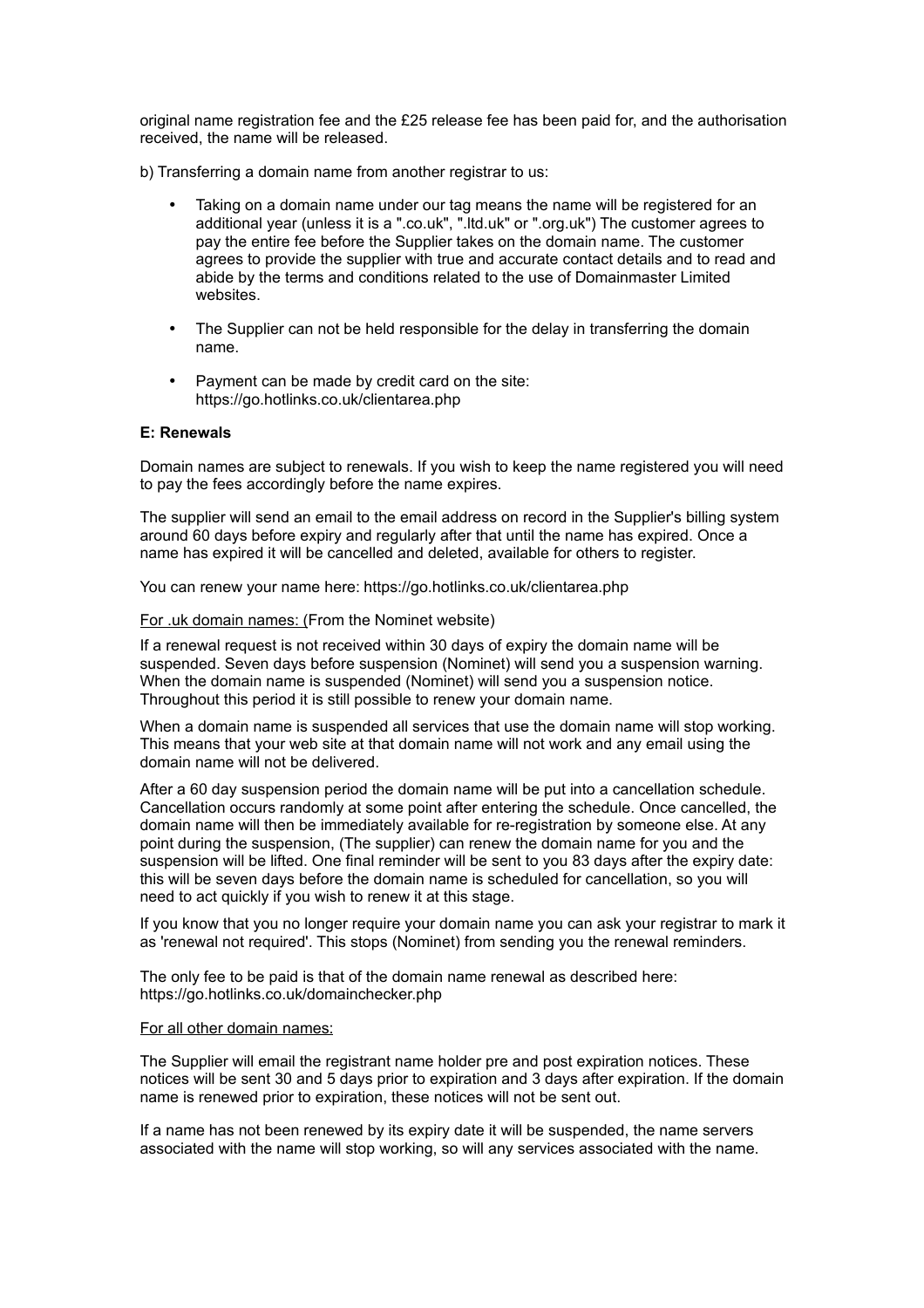original name registration fee and the £25 release fee has been paid for, and the authorisation received, the name will be released.

b) Transferring a domain name from another registrar to us:

- Taking on a domain name under our tag means the name will be registered for an additional year (unless it is a ".co.uk", ".ltd.uk" or ".org.uk") The customer agrees to pay the entire fee before the Supplier takes on the domain name. The customer agrees to provide the supplier with true and accurate contact details and to read and abide by the terms and conditions related to the use of Domainmaster Limited websites.
- The Supplier can not be held responsible for the delay in transferring the domain name.
- Payment can be made by credit card on the site: https://go.hotlinks.co.uk/clientarea.php

**E: Renewals**

Domain names are subject to renewals. If you wish to keep the name registered you will need to pay the fees accordingly before the name expires.

The supplier will send an email to the email address on record in the Supplier's billing system around 60 days before expiry and regularly after that until the name has expired. Once a name has expired it will be cancelled and deleted, available for others to register.

You can renew your name here: https://go.hotlinks.co.uk/clientarea.php

For .uk domain names: (From the Nominet website)

If a renewal request is not received within 30 days of expiry the domain name will be suspended. Seven days before suspension (Nominet) will send you a suspension warning. When the domain name is suspended (Nominet) will send you a suspension notice. Throughout this period it is still possible to renew your domain name.

When a domain name is suspended all services that use the domain name will stop working. This means that your web site at that domain name will not work and any email using the domain name will not be delivered.

After a 60 day suspension period the domain name will be put into a cancellation schedule. Cancellation occurs randomly at some point after entering the schedule. Once cancelled, the domain name will then be immediately available for re-registration by someone else. At any point during the suspension, (The supplier) can renew the domain name for you and the suspension will be lifted. One final reminder will be sent to you 83 days after the expiry date: this will be seven days before the domain name is scheduled for cancellation, so you will need to act quickly if you wish to renew it at this stage.

If you know that you no longer require your domain name you can ask your registrar to mark it as 'renewal not required'. This stops (Nominet) from sending you the renewal reminders.

The only fee to be paid is that of the domain name renewal as described here: https://go.hotlinks.co.uk/domainchecker.php

For all other domain names:

The Supplier will email the registrant name holder pre and post expiration notices. These notices will be sent 30 and 5 days prior to expiration and 3 days after expiration. If the domain name is renewed prior to expiration, these notices will not be sent out.

If a name has not been renewed by its expiry date it will be suspended, the name servers associated with the name will stop working, so will any services associated with the name.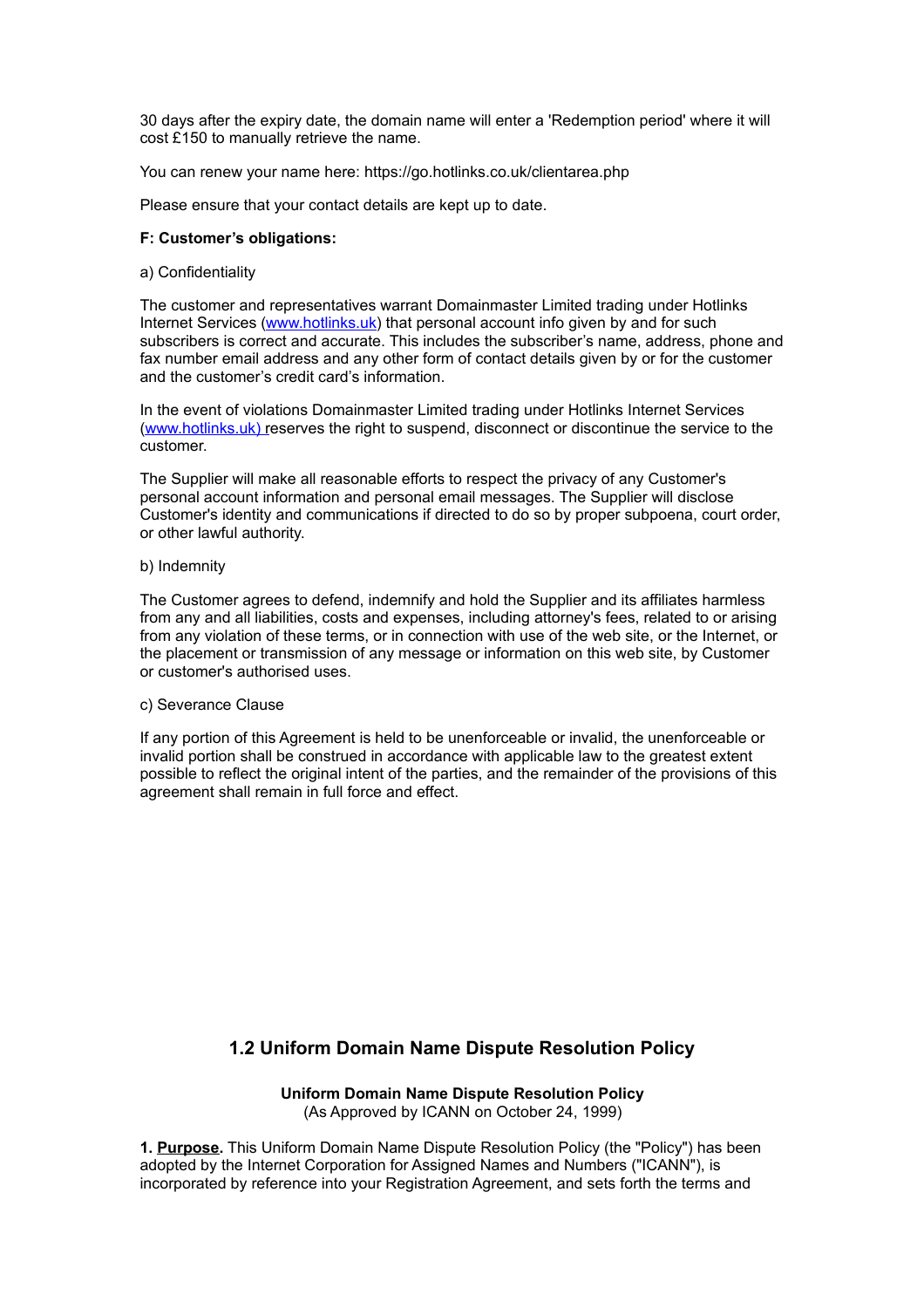30 days after the expiry date, the domain name will enter a 'Redemption period' where it will cost £150 to manually retrieve the name.

You can renew your name here: https://go.hotlinks.co.uk/clientarea.php

Please ensure that your contact details are kept up to date.

**F: Customer's obligations:**

a) Confidentiality

The customer and representatives warrant Domainmaster Limited trading under Hotlinks Internet Services (www.hotlinks.uk) that personal account info given by and for such subscribers is correct and accurate. This includes the subscriber's name, address, phone and fax number email address and any other form of contact details given by or for the customer and the customer's credit card's information.

In the event of violations Domainmaster Limited trading under Hotlinks Internet Services (www.hotlinks.uk) reserves the right to suspend, disconnect or discontinue the service to the customer.

The Supplier will make all reasonable efforts to respect the privacy of any Customer's personal account information and personal email messages. The Supplier will disclose Customer's identity and communications if directed to do so by proper subpoena, court order, or other lawful authority.

b) Indemnity

The Customer agrees to defend, indemnify and hold the Supplier and its affiliates harmless from any and all liabilities, costs and expenses, including attorney's fees, related to or arising from any violation of these terms, or in connection with use of the web site, or the Internet, or the placement or transmission of any message or information on this web site, by Customer or customer's authorised uses.

c) Severance Clause

If any portion of this Agreement is held to be unenforceable or invalid, the unenforceable or invalid portion shall be construed in accordance with applicable law to the greatest extent possible to reflect the original intent of the parties, and the remainder of the provisions of this agreement shall remain in full force and effect.

## 1.2 Uniform Domain Name Dispute Resolution Policy

**Uniform Domain Name Dispute Resolution Policy**
(As Approved by ICANN on October 24, 1999)

**1. Purpose.** This Uniform Domain Name Dispute Resolution Policy (the "Policy") has been adopted by the Internet Corporation for Assigned Names and Numbers ("ICANN"), is incorporated by reference into your Registration Agreement, and sets forth the terms and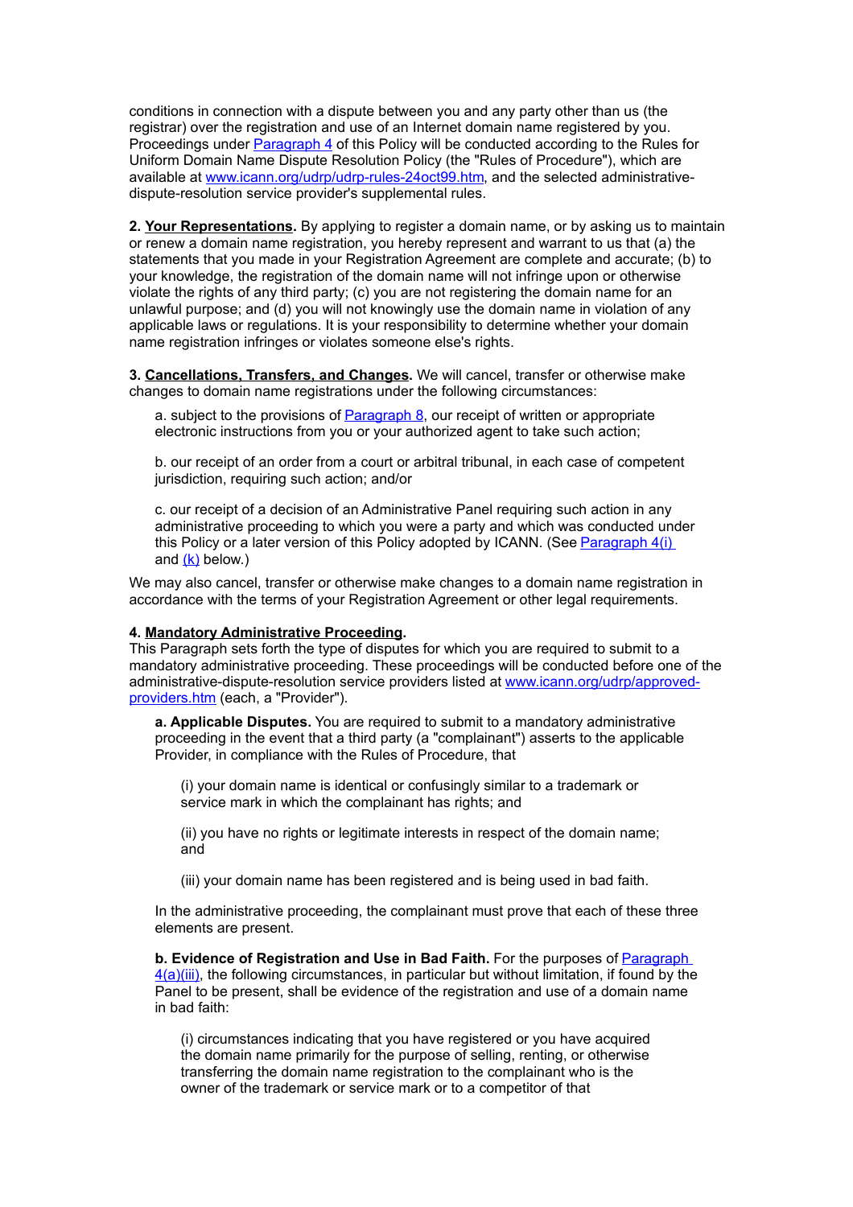conditions in connection with a dispute between you and any party other than us (the registrar) over the registration and use of an Internet domain name registered by you. Proceedings under [Paragraph 4](#) of this Policy will be conducted according to the Rules for Uniform Domain Name Dispute Resolution Policy (the "Rules of Procedure"), which are available at [www.icann.org/udrp/udrp-rules-24oct99.htm](http://www.icann.org/udrp/udrp-rules-24oct99.htm), and the selected administrative-dispute-resolution service provider's supplemental rules.

**2. Your Representations.** By applying to register a domain name, or by asking us to maintain or renew a domain name registration, you hereby represent and warrant to us that (a) the statements that you made in your Registration Agreement are complete and accurate; (b) to your knowledge, the registration of the domain name will not infringe upon or otherwise violate the rights of any third party; (c) you are not registering the domain name for an unlawful purpose; and (d) you will not knowingly use the domain name in violation of any applicable laws or regulations. It is your responsibility to determine whether your domain name registration infringes or violates someone else's rights.

**3. Cancellations, Transfers, and Changes.** We will cancel, transfer or otherwise make changes to domain name registrations under the following circumstances:

> a. subject to the provisions of [Paragraph 8](#), our receipt of written or appropriate electronic instructions from you or your authorized agent to take such action;
>
> b. our receipt of an order from a court or arbitral tribunal, in each case of competent jurisdiction, requiring such action; and/or
>
> c. our receipt of a decision of an Administrative Panel requiring such action in any administrative proceeding to which you were a party and which was conducted under this Policy or a later version of this Policy adopted by ICANN. (See [Paragraph 4(i)](#) and [(k)](#) below.)

We may also cancel, transfer or otherwise make changes to a domain name registration in accordance with the terms of your Registration Agreement or other legal requirements.

**4. Mandatory Administrative Proceeding.**
This Paragraph sets forth the type of disputes for which you are required to submit to a mandatory administrative proceeding. These proceedings will be conducted before one of the administrative-dispute-resolution service providers listed at [www.icann.org/udrp/approved-providers.htm](http://www.icann.org/udrp/approved-providers.htm) (each, a "Provider").

> **a. Applicable Disputes.** You are required to submit to a mandatory administrative proceeding in the event that a third party (a "complainant") asserts to the applicable Provider, in compliance with the Rules of Procedure, that
>
> > (i) your domain name is identical or confusingly similar to a trademark or service mark in which the complainant has rights; and
> >
> > (ii) you have no rights or legitimate interests in respect of the domain name; and
> >
> > (iii) your domain name has been registered and is being used in bad faith.
>
> In the administrative proceeding, the complainant must prove that each of these three elements are present.
>
> **b. Evidence of Registration and Use in Bad Faith.** For the purposes of [Paragraph 4(a)(iii)](#), the following circumstances, in particular but without limitation, if found by the Panel to be present, shall be evidence of the registration and use of a domain name in bad faith:
>
> > (i) circumstances indicating that you have registered or you have acquired the domain name primarily for the purpose of selling, renting, or otherwise transferring the domain name registration to the complainant who is the owner of the trademark or service mark or to a competitor of that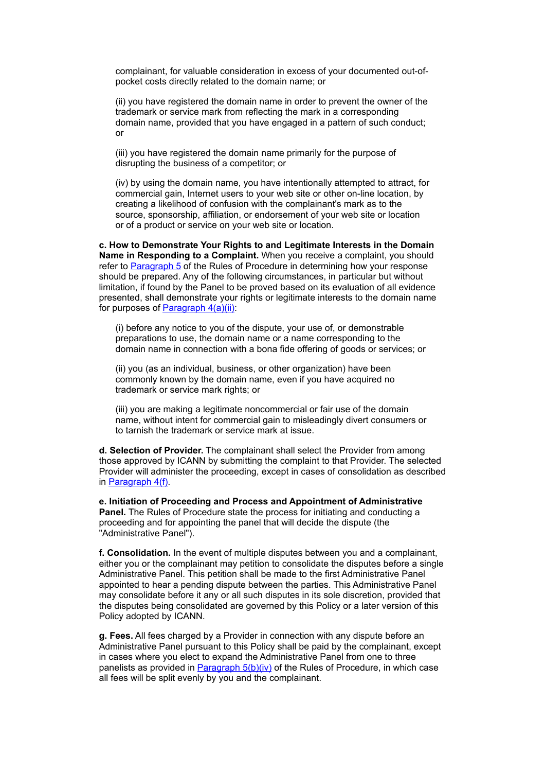complainant, for valuable consideration in excess of your documented out-of-pocket costs directly related to the domain name; or

(ii) you have registered the domain name in order to prevent the owner of the trademark or service mark from reflecting the mark in a corresponding domain name, provided that you have engaged in a pattern of such conduct; or

(iii) you have registered the domain name primarily for the purpose of disrupting the business of a competitor; or

(iv) by using the domain name, you have intentionally attempted to attract, for commercial gain, Internet users to your web site or other on-line location, by creating a likelihood of confusion with the complainant's mark as to the source, sponsorship, affiliation, or endorsement of your web site or location or of a product or service on your web site or location.

**c. How to Demonstrate Your Rights to and Legitimate Interests in the Domain Name in Responding to a Complaint.** When you receive a complaint, you should refer to Paragraph 5 of the Rules of Procedure in determining how your response should be prepared. Any of the following circumstances, in particular but without limitation, if found by the Panel to be proved based on its evaluation of all evidence presented, shall demonstrate your rights or legitimate interests to the domain name for purposes of Paragraph 4(a)(ii):

(i) before any notice to you of the dispute, your use of, or demonstrable preparations to use, the domain name or a name corresponding to the domain name in connection with a bona fide offering of goods or services; or

(ii) you (as an individual, business, or other organization) have been commonly known by the domain name, even if you have acquired no trademark or service mark rights; or

(iii) you are making a legitimate noncommercial or fair use of the domain name, without intent for commercial gain to misleadingly divert consumers or to tarnish the trademark or service mark at issue.

**d. Selection of Provider.** The complainant shall select the Provider from among those approved by ICANN by submitting the complaint to that Provider. The selected Provider will administer the proceeding, except in cases of consolidation as described in Paragraph 4(f).

**e. Initiation of Proceeding and Process and Appointment of Administrative Panel.** The Rules of Procedure state the process for initiating and conducting a proceeding and for appointing the panel that will decide the dispute (the "Administrative Panel").

**f. Consolidation.** In the event of multiple disputes between you and a complainant, either you or the complainant may petition to consolidate the disputes before a single Administrative Panel. This petition shall be made to the first Administrative Panel appointed to hear a pending dispute between the parties. This Administrative Panel may consolidate before it any or all such disputes in its sole discretion, provided that the disputes being consolidated are governed by this Policy or a later version of this Policy adopted by ICANN.

**g. Fees.** All fees charged by a Provider in connection with any dispute before an Administrative Panel pursuant to this Policy shall be paid by the complainant, except in cases where you elect to expand the Administrative Panel from one to three panelists as provided in Paragraph 5(b)(iv) of the Rules of Procedure, in which case all fees will be split evenly by you and the complainant.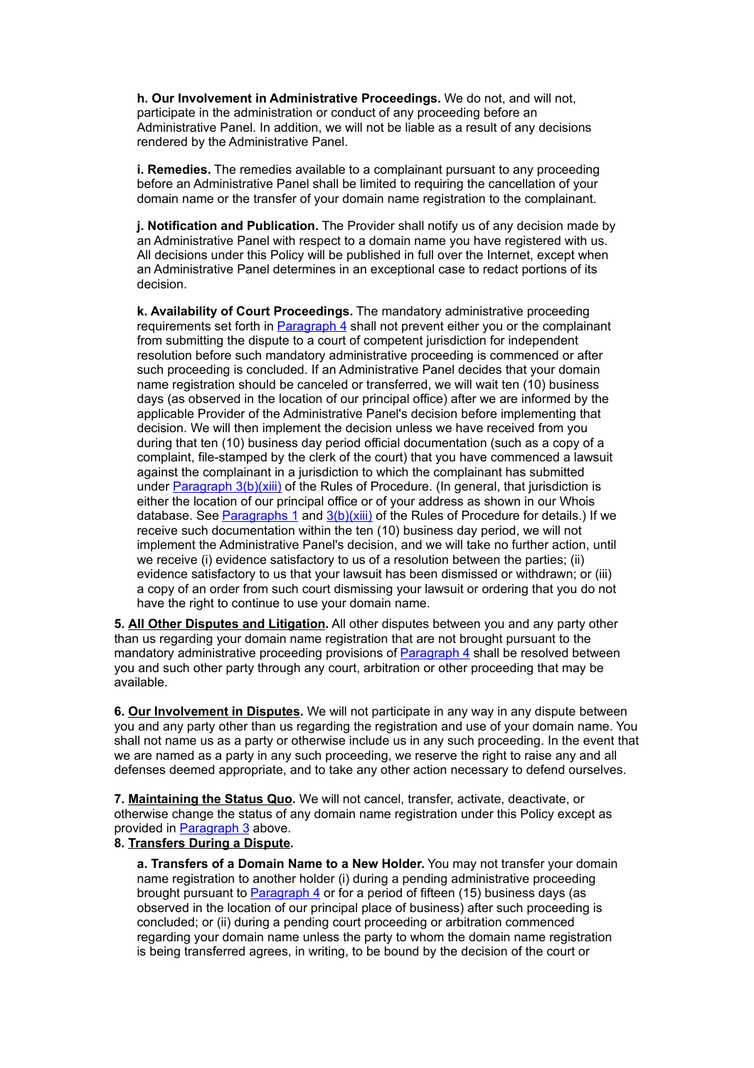**h. Our Involvement in Administrative Proceedings.** We do not, and will not, participate in the administration or conduct of any proceeding before an Administrative Panel. In addition, we will not be liable as a result of any decisions rendered by the Administrative Panel.

**i. Remedies.** The remedies available to a complainant pursuant to any proceeding before an Administrative Panel shall be limited to requiring the cancellation of your domain name or the transfer of your domain name registration to the complainant.

**j. Notification and Publication.** The Provider shall notify us of any decision made by an Administrative Panel with respect to a domain name you have registered with us. All decisions under this Policy will be published in full over the Internet, except when an Administrative Panel determines in an exceptional case to redact portions of its decision.

**k. Availability of Court Proceedings.** The mandatory administrative proceeding requirements set forth in Paragraph 4 shall not prevent either you or the complainant from submitting the dispute to a court of competent jurisdiction for independent resolution before such mandatory administrative proceeding is commenced or after such proceeding is concluded. If an Administrative Panel decides that your domain name registration should be canceled or transferred, we will wait ten (10) business days (as observed in the location of our principal office) after we are informed by the applicable Provider of the Administrative Panel's decision before implementing that decision. We will then implement the decision unless we have received from you during that ten (10) business day period official documentation (such as a copy of a complaint, file-stamped by the clerk of the court) that you have commenced a lawsuit against the complainant in a jurisdiction to which the complainant has submitted under Paragraph 3(b)(xiii) of the Rules of Procedure. (In general, that jurisdiction is either the location of our principal office or of your address as shown in our Whois database. See Paragraphs 1 and 3(b)(xiii) of the Rules of Procedure for details.) If we receive such documentation within the ten (10) business day period, we will not implement the Administrative Panel's decision, and we will take no further action, until we receive (i) evidence satisfactory to us of a resolution between the parties; (ii) evidence satisfactory to us that your lawsuit has been dismissed or withdrawn; or (iii) a copy of an order from such court dismissing your lawsuit or ordering that you do not have the right to continue to use your domain name.

**5. All Other Disputes and Litigation.** All other disputes between you and any party other than us regarding your domain name registration that are not brought pursuant to the mandatory administrative proceeding provisions of Paragraph 4 shall be resolved between you and such other party through any court, arbitration or other proceeding that may be available.

**6. Our Involvement in Disputes.** We will not participate in any way in any dispute between you and any party other than us regarding the registration and use of your domain name. You shall not name us as a party or otherwise include us in any such proceeding. In the event that we are named as a party in any such proceeding, we reserve the right to raise any and all defenses deemed appropriate, and to take any other action necessary to defend ourselves.

**7. Maintaining the Status Quo.** We will not cancel, transfer, activate, deactivate, or otherwise change the status of any domain name registration under this Policy except as provided in Paragraph 3 above.

**8. Transfers During a Dispute.**

**a. Transfers of a Domain Name to a New Holder.** You may not transfer your domain name registration to another holder (i) during a pending administrative proceeding brought pursuant to Paragraph 4 or for a period of fifteen (15) business days (as observed in the location of our principal place of business) after such proceeding is concluded; or (ii) during a pending court proceeding or arbitration commenced regarding your domain name unless the party to whom the domain name registration is being transferred agrees, in writing, to be bound by the decision of the court or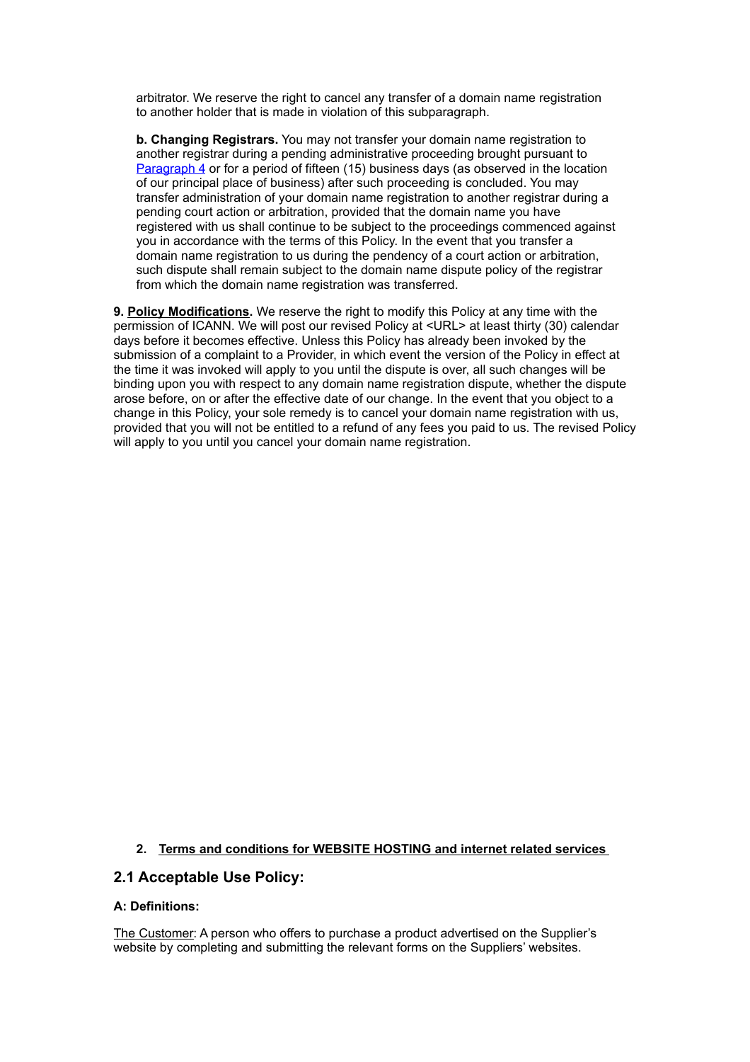arbitrator. We reserve the right to cancel any transfer of a domain name registration to another holder that is made in violation of this subparagraph.

**b. Changing Registrars.** You may not transfer your domain name registration to another registrar during a pending administrative proceeding brought pursuant to Paragraph 4 or for a period of fifteen (15) business days (as observed in the location of our principal place of business) after such proceeding is concluded. You may transfer administration of your domain name registration to another registrar during a pending court action or arbitration, provided that the domain name you have registered with us shall continue to be subject to the proceedings commenced against you in accordance with the terms of this Policy. In the event that you transfer a domain name registration to us during the pendency of a court action or arbitration, such dispute shall remain subject to the domain name dispute policy of the registrar from which the domain name registration was transferred.

**9. <u>Policy Modifications</u>.** We reserve the right to modify this Policy at any time with the permission of ICANN. We will post our revised Policy at <URL> at least thirty (30) calendar days before it becomes effective. Unless this Policy has already been invoked by the submission of a complaint to a Provider, in which event the version of the Policy in effect at the time it was invoked will apply to you until the dispute is over, all such changes will be binding upon you with respect to any domain name registration dispute, whether the dispute arose before, on or after the effective date of our change. In the event that you object to a change in this Policy, your sole remedy is to cancel your domain name registration with us, provided that you will not be entitled to a refund of any fees you paid to us. The revised Policy will apply to you until you cancel your domain name registration.

2. **<u>Terms and conditions for WEBSITE HOSTING and internet related services</u>**

## 2.1 Acceptable Use Policy:

**A: Definitions:**

<u>The Customer</u>: A person who offers to purchase a product advertised on the Supplier's website by completing and submitting the relevant forms on the Suppliers' websites.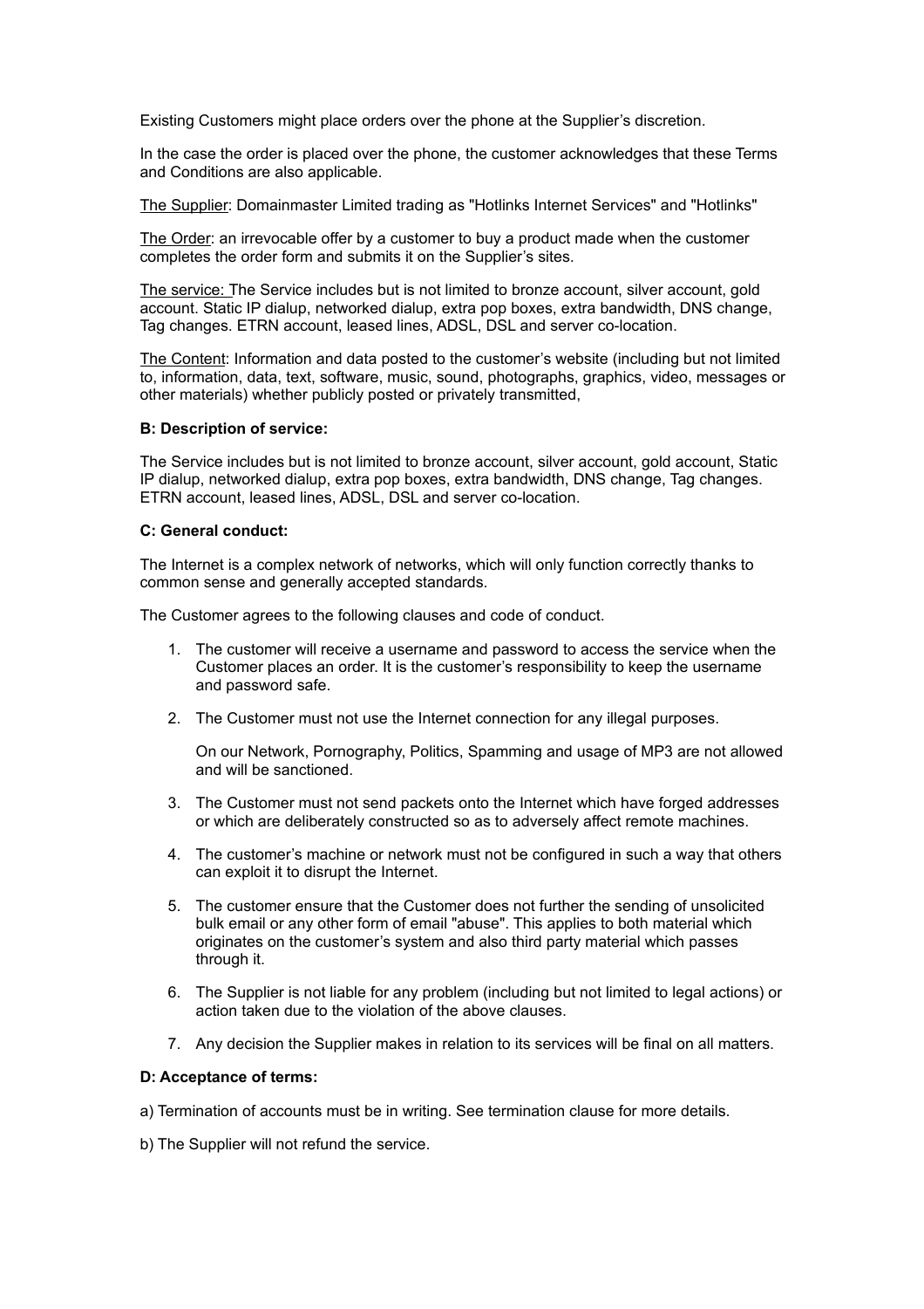Existing Customers might place orders over the phone at the Supplier's discretion.

In the case the order is placed over the phone, the customer acknowledges that these Terms and Conditions are also applicable.

<u>The Supplier</u>: Domainmaster Limited trading as "Hotlinks Internet Services" and "Hotlinks"

<u>The Order</u>: an irrevocable offer by a customer to buy a product made when the customer completes the order form and submits it on the Supplier's sites.

<u>The service: T</u>he Service includes but is not limited to bronze account, silver account, gold account. Static IP dialup, networked dialup, extra pop boxes, extra bandwidth, DNS change, Tag changes. ETRN account, leased lines, ADSL, DSL and server co-location.

<u>The Content</u>: Information and data posted to the customer's website (including but not limited to, information, data, text, software, music, sound, photographs, graphics, video, messages or other materials) whether publicly posted or privately transmitted,

**B: Description of service:**

The Service includes but is not limited to bronze account, silver account, gold account, Static IP dialup, networked dialup, extra pop boxes, extra bandwidth, DNS change, Tag changes. ETRN account, leased lines, ADSL, DSL and server co-location.

**C: General conduct:**

The Internet is a complex network of networks, which will only function correctly thanks to common sense and generally accepted standards.

The Customer agrees to the following clauses and code of conduct.

1. The customer will receive a username and password to access the service when the Customer places an order. It is the customer's responsibility to keep the username and password safe.
2. The Customer must not use the Internet connection for any illegal purposes.

   On our Network, Pornography, Politics, Spamming and usage of MP3 are not allowed and will be sanctioned.
3. The Customer must not send packets onto the Internet which have forged addresses or which are deliberately constructed so as to adversely affect remote machines.
4. The customer's machine or network must not be configured in such a way that others can exploit it to disrupt the Internet.
5. The customer ensure that the Customer does not further the sending of unsolicited bulk email or any other form of email "abuse". This applies to both material which originates on the customer's system and also third party material which passes through it.
6. The Supplier is not liable for any problem (including but not limited to legal actions) or action taken due to the violation of the above clauses.
7. Any decision the Supplier makes in relation to its services will be final on all matters.

**D: Acceptance of terms:**

a) Termination of accounts must be in writing. See termination clause for more details.

b) The Supplier will not refund the service.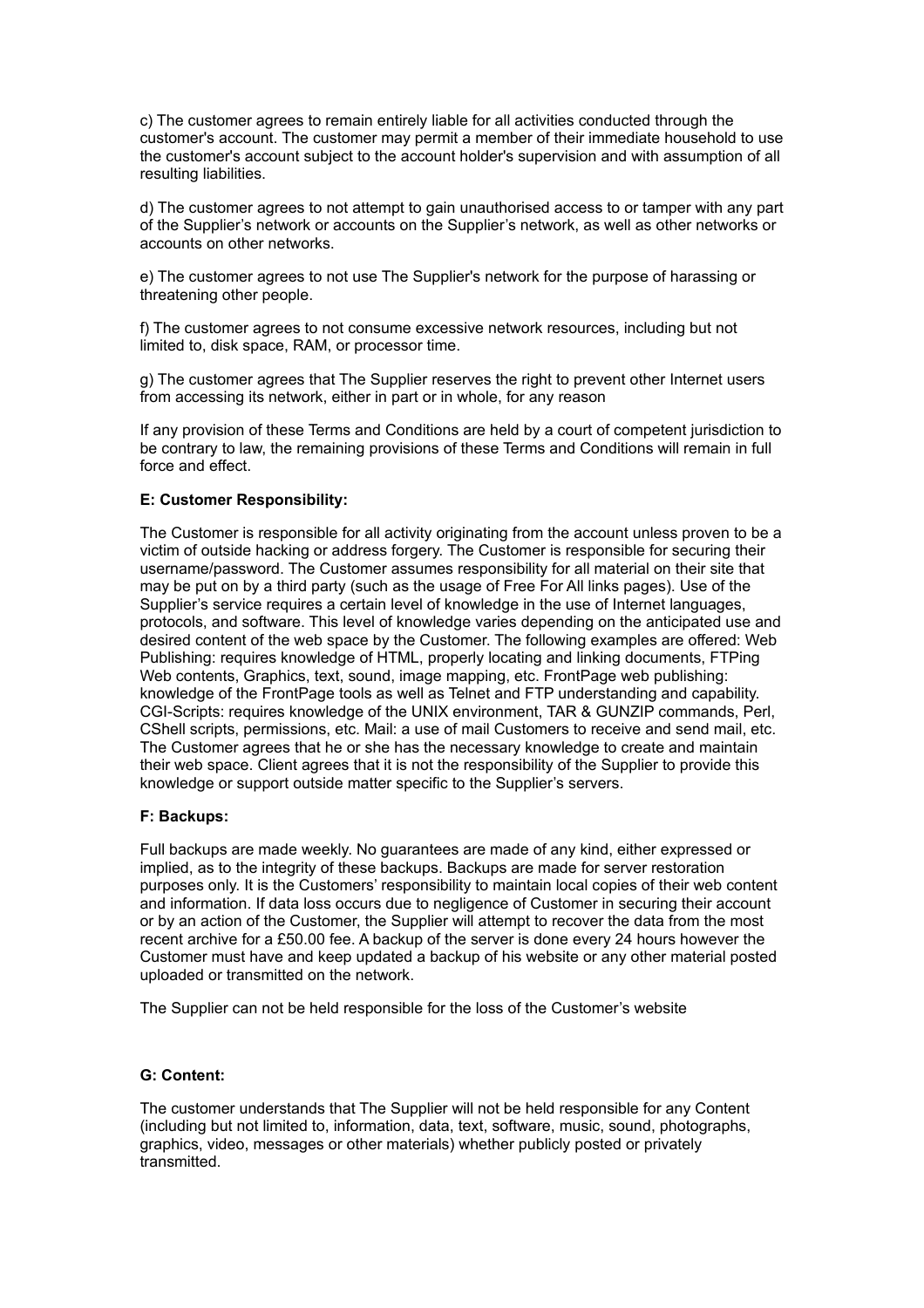c) The customer agrees to remain entirely liable for all activities conducted through the customer's account. The customer may permit a member of their immediate household to use the customer's account subject to the account holder's supervision and with assumption of all resulting liabilities.

d) The customer agrees to not attempt to gain unauthorised access to or tamper with any part of the Supplier's network or accounts on the Supplier's network, as well as other networks or accounts on other networks.

e) The customer agrees to not use The Supplier's network for the purpose of harassing or threatening other people.

f) The customer agrees to not consume excessive network resources, including but not limited to, disk space, RAM, or processor time.

g) The customer agrees that The Supplier reserves the right to prevent other Internet users from accessing its network, either in part or in whole, for any reason

If any provision of these Terms and Conditions are held by a court of competent jurisdiction to be contrary to law, the remaining provisions of these Terms and Conditions will remain in full force and effect.

**E: Customer Responsibility:**

The Customer is responsible for all activity originating from the account unless proven to be a victim of outside hacking or address forgery. The Customer is responsible for securing their username/password. The Customer assumes responsibility for all material on their site that may be put on by a third party (such as the usage of Free For All links pages). Use of the Supplier's service requires a certain level of knowledge in the use of Internet languages, protocols, and software. This level of knowledge varies depending on the anticipated use and desired content of the web space by the Customer. The following examples are offered: Web Publishing: requires knowledge of HTML, properly locating and linking documents, FTPing Web contents, Graphics, text, sound, image mapping, etc. FrontPage web publishing: knowledge of the FrontPage tools as well as Telnet and FTP understanding and capability. CGI-Scripts: requires knowledge of the UNIX environment, TAR & GUNZIP commands, Perl, CShell scripts, permissions, etc. Mail: a use of mail Customers to receive and send mail, etc. The Customer agrees that he or she has the necessary knowledge to create and maintain their web space. Client agrees that it is not the responsibility of the Supplier to provide this knowledge or support outside matter specific to the Supplier's servers.

**F: Backups:**

Full backups are made weekly. No guarantees are made of any kind, either expressed or implied, as to the integrity of these backups. Backups are made for server restoration purposes only. It is the Customers' responsibility to maintain local copies of their web content and information. If data loss occurs due to negligence of Customer in securing their account or by an action of the Customer, the Supplier will attempt to recover the data from the most recent archive for a £50.00 fee. A backup of the server is done every 24 hours however the Customer must have and keep updated a backup of his website or any other material posted uploaded or transmitted on the network.

The Supplier can not be held responsible for the loss of the Customer's website

**G: Content:**

The customer understands that The Supplier will not be held responsible for any Content (including but not limited to, information, data, text, software, music, sound, photographs, graphics, video, messages or other materials) whether publicly posted or privately transmitted.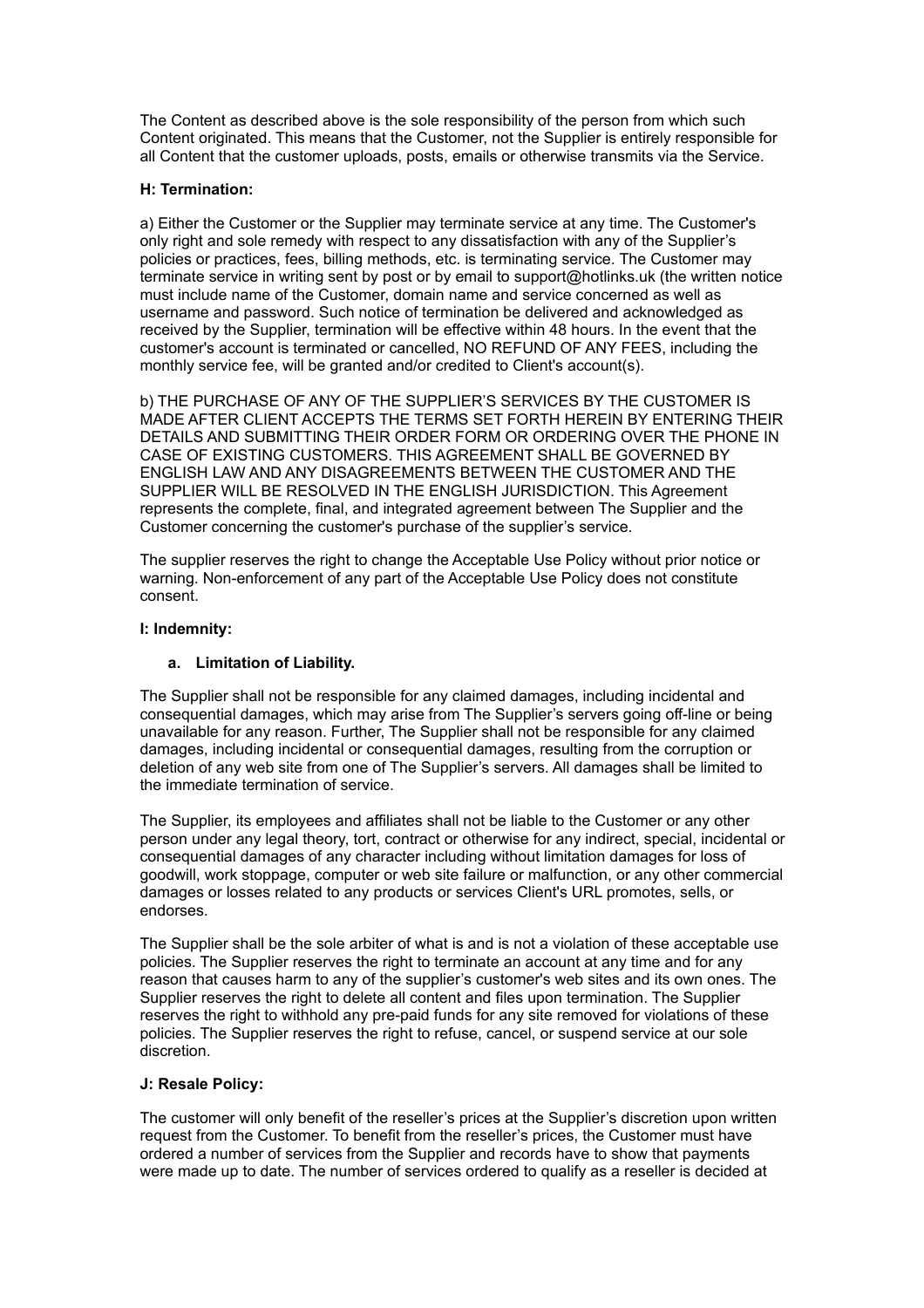The Content as described above is the sole responsibility of the person from which such Content originated. This means that the Customer, not the Supplier is entirely responsible for all Content that the customer uploads, posts, emails or otherwise transmits via the Service.

**H: Termination:**

a) Either the Customer or the Supplier may terminate service at any time. The Customer's only right and sole remedy with respect to any dissatisfaction with any of the Supplier's policies or practices, fees, billing methods, etc. is terminating service. The Customer may terminate service in writing sent by post or by email to support@hotlinks.uk (the written notice must include name of the Customer, domain name and service concerned as well as username and password. Such notice of termination be delivered and acknowledged as received by the Supplier, termination will be effective within 48 hours. In the event that the customer's account is terminated or cancelled, NO REFUND OF ANY FEES, including the monthly service fee, will be granted and/or credited to Client's account(s).

b) THE PURCHASE OF ANY OF THE SUPPLIER'S SERVICES BY THE CUSTOMER IS MADE AFTER CLIENT ACCEPTS THE TERMS SET FORTH HEREIN BY ENTERING THEIR DETAILS AND SUBMITTING THEIR ORDER FORM OR ORDERING OVER THE PHONE IN CASE OF EXISTING CUSTOMERS. THIS AGREEMENT SHALL BE GOVERNED BY ENGLISH LAW AND ANY DISAGREEMENTS BETWEEN THE CUSTOMER AND THE SUPPLIER WILL BE RESOLVED IN THE ENGLISH JURISDICTION. This Agreement represents the complete, final, and integrated agreement between The Supplier and the Customer concerning the customer's purchase of the supplier's service.

The supplier reserves the right to change the Acceptable Use Policy without prior notice or warning. Non-enforcement of any part of the Acceptable Use Policy does not constitute consent.

**I: Indemnity:**

**a. Limitation of Liability.**

The Supplier shall not be responsible for any claimed damages, including incidental and consequential damages, which may arise from The Supplier's servers going off-line or being unavailable for any reason. Further, The Supplier shall not be responsible for any claimed damages, including incidental or consequential damages, resulting from the corruption or deletion of any web site from one of The Supplier's servers. All damages shall be limited to the immediate termination of service.

The Supplier, its employees and affiliates shall not be liable to the Customer or any other person under any legal theory, tort, contract or otherwise for any indirect, special, incidental or consequential damages of any character including without limitation damages for loss of goodwill, work stoppage, computer or web site failure or malfunction, or any other commercial damages or losses related to any products or services Client's URL promotes, sells, or endorses.

The Supplier shall be the sole arbiter of what is and is not a violation of these acceptable use policies. The Supplier reserves the right to terminate an account at any time and for any reason that causes harm to any of the supplier's customer's web sites and its own ones. The Supplier reserves the right to delete all content and files upon termination. The Supplier reserves the right to withhold any pre-paid funds for any site removed for violations of these policies. The Supplier reserves the right to refuse, cancel, or suspend service at our sole discretion.

**J: Resale Policy:**

The customer will only benefit of the reseller's prices at the Supplier's discretion upon written request from the Customer. To benefit from the reseller's prices, the Customer must have ordered a number of services from the Supplier and records have to show that payments were made up to date. The number of services ordered to qualify as a reseller is decided at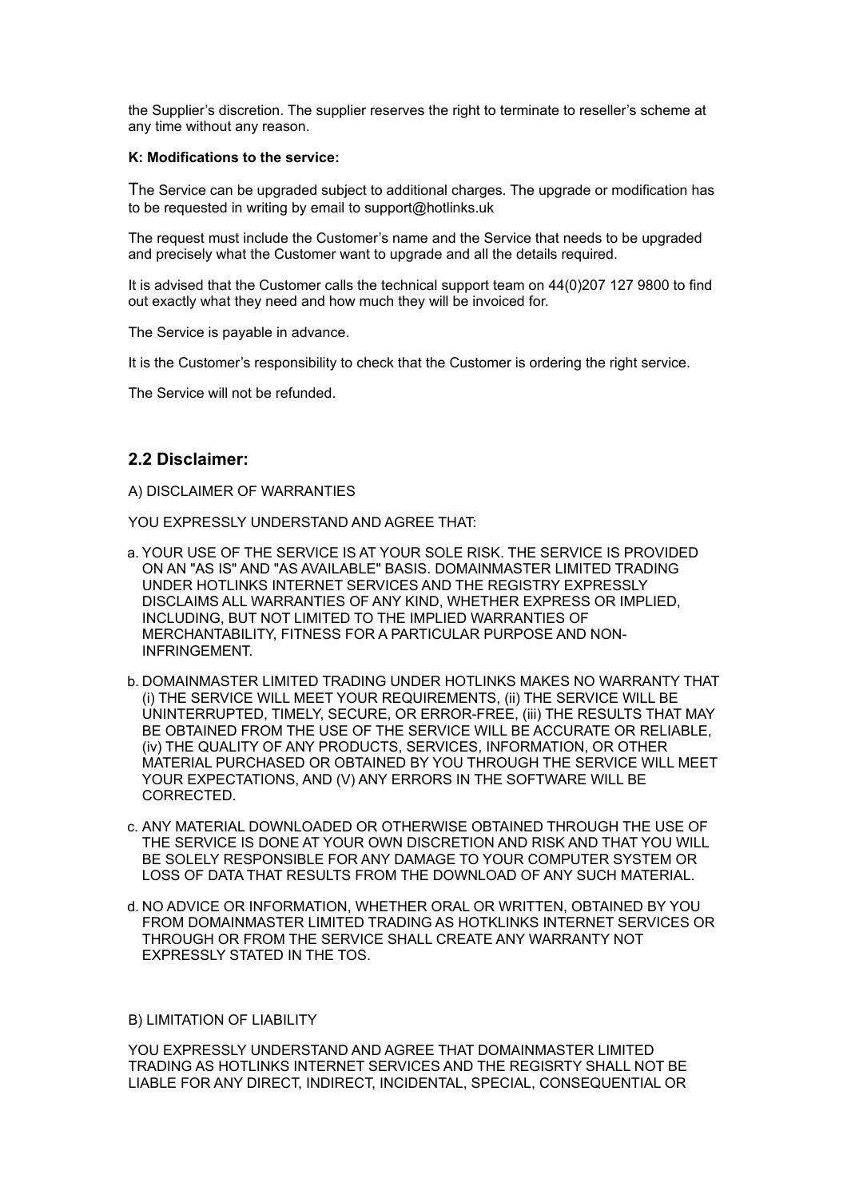the Supplier's discretion. The supplier reserves the right to terminate to reseller's scheme at any time without any reason.

**K: Modifications to the service:**

The Service can be upgraded subject to additional charges. The upgrade or modification has to be requested in writing by email to support@hotlinks.uk

The request must include the Customer's name and the Service that needs to be upgraded and precisely what the Customer want to upgrade and all the details required.

It is advised that the Customer calls the technical support team on 44(0)207 127 9800 to find out exactly what they need and how much they will be invoiced for.

The Service is payable in advance.

It is the Customer's responsibility to check that the Customer is ordering the right service.

The Service will not be refunded.

## 2.2 Disclaimer:

A) DISCLAIMER OF WARRANTIES

YOU EXPRESSLY UNDERSTAND AND AGREE THAT:

a. YOUR USE OF THE SERVICE IS AT YOUR SOLE RISK. THE SERVICE IS PROVIDED ON AN "AS IS" AND "AS AVAILABLE" BASIS. DOMAINMASTER LIMITED TRADING UNDER HOTLINKS INTERNET SERVICES AND THE REGISTRY EXPRESSLY DISCLAIMS ALL WARRANTIES OF ANY KIND, WHETHER EXPRESS OR IMPLIED, INCLUDING, BUT NOT LIMITED TO THE IMPLIED WARRANTIES OF MERCHANTABILITY, FITNESS FOR A PARTICULAR PURPOSE AND NON-INFRINGEMENT.

b. DOMAINMASTER LIMITED TRADING UNDER HOTLINKS MAKES NO WARRANTY THAT (i) THE SERVICE WILL MEET YOUR REQUIREMENTS, (ii) THE SERVICE WILL BE UNINTERRUPTED, TIMELY, SECURE, OR ERROR-FREE, (iii) THE RESULTS THAT MAY BE OBTAINED FROM THE USE OF THE SERVICE WILL BE ACCURATE OR RELIABLE, (iv) THE QUALITY OF ANY PRODUCTS, SERVICES, INFORMATION, OR OTHER MATERIAL PURCHASED OR OBTAINED BY YOU THROUGH THE SERVICE WILL MEET YOUR EXPECTATIONS, AND (V) ANY ERRORS IN THE SOFTWARE WILL BE CORRECTED.

c. ANY MATERIAL DOWNLOADED OR OTHERWISE OBTAINED THROUGH THE USE OF THE SERVICE IS DONE AT YOUR OWN DISCRETION AND RISK AND THAT YOU WILL BE SOLELY RESPONSIBLE FOR ANY DAMAGE TO YOUR COMPUTER SYSTEM OR LOSS OF DATA THAT RESULTS FROM THE DOWNLOAD OF ANY SUCH MATERIAL.

d. NO ADVICE OR INFORMATION, WHETHER ORAL OR WRITTEN, OBTAINED BY YOU FROM DOMAINMASTER LIMITED TRADING AS HOTKLINKS INTERNET SERVICES OR THROUGH OR FROM THE SERVICE SHALL CREATE ANY WARRANTY NOT EXPRESSLY STATED IN THE TOS.

B) LIMITATION OF LIABILITY

YOU EXPRESSLY UNDERSTAND AND AGREE THAT DOMAINMASTER LIMITED TRADING AS HOTLINKS INTERNET SERVICES AND THE REGISRTY SHALL NOT BE LIABLE FOR ANY DIRECT, INDIRECT, INCIDENTAL, SPECIAL, CONSEQUENTIAL OR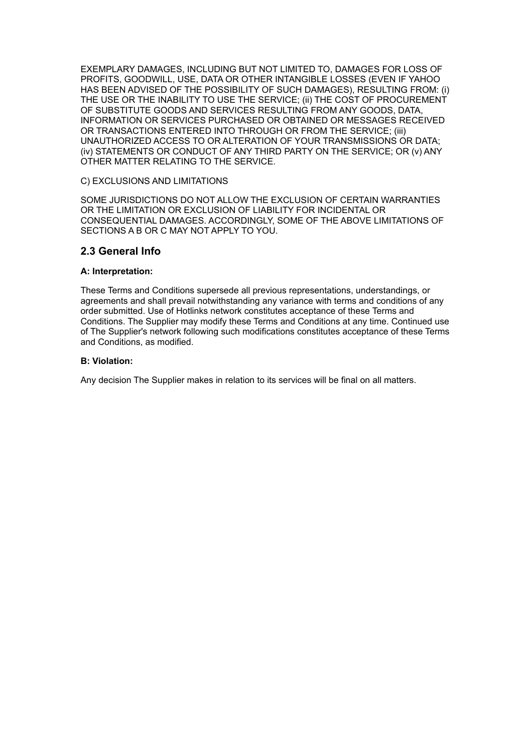EXEMPLARY DAMAGES, INCLUDING BUT NOT LIMITED TO, DAMAGES FOR LOSS OF PROFITS, GOODWILL, USE, DATA OR OTHER INTANGIBLE LOSSES (EVEN IF YAHOO HAS BEEN ADVISED OF THE POSSIBILITY OF SUCH DAMAGES), RESULTING FROM: (i) THE USE OR THE INABILITY TO USE THE SERVICE; (ii) THE COST OF PROCUREMENT OF SUBSTITUTE GOODS AND SERVICES RESULTING FROM ANY GOODS, DATA, INFORMATION OR SERVICES PURCHASED OR OBTAINED OR MESSAGES RECEIVED OR TRANSACTIONS ENTERED INTO THROUGH OR FROM THE SERVICE; (iii) UNAUTHORIZED ACCESS TO OR ALTERATION OF YOUR TRANSMISSIONS OR DATA; (iv) STATEMENTS OR CONDUCT OF ANY THIRD PARTY ON THE SERVICE; OR (v) ANY OTHER MATTER RELATING TO THE SERVICE.

C) EXCLUSIONS AND LIMITATIONS

SOME JURISDICTIONS DO NOT ALLOW THE EXCLUSION OF CERTAIN WARRANTIES OR THE LIMITATION OR EXCLUSION OF LIABILITY FOR INCIDENTAL OR CONSEQUENTIAL DAMAGES. ACCORDINGLY, SOME OF THE ABOVE LIMITATIONS OF SECTIONS A B OR C MAY NOT APPLY TO YOU.

## 2.3 General Info

**A: Interpretation:**

These Terms and Conditions supersede all previous representations, understandings, or agreements and shall prevail notwithstanding any variance with terms and conditions of any order submitted. Use of Hotlinks network constitutes acceptance of these Terms and Conditions. The Supplier may modify these Terms and Conditions at any time. Continued use of The Supplier's network following such modifications constitutes acceptance of these Terms and Conditions, as modified.

**B: Violation:**

Any decision The Supplier makes in relation to its services will be final on all matters.